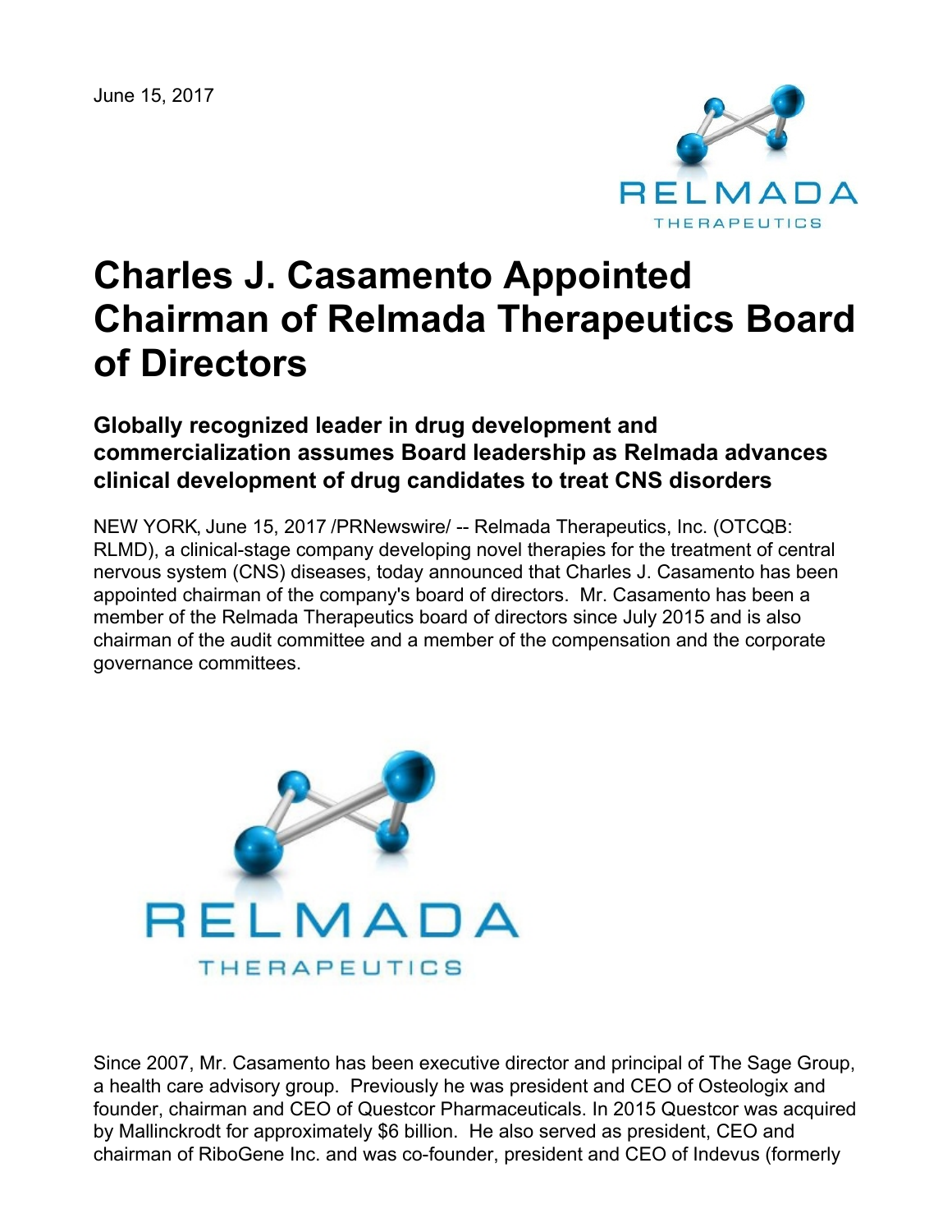June 15, 2017

# Charles J. Casamento Appointed Chairman of Relmada Therapeutics Board of Directors

### Globally recognized leader in drug development and commercialization assumes Board leadership as Relmada advances clinical development of drug candidates to treat CNS disorders

NEW YORK, June 15, 2017 /PRNewswire/ -- Relmada Therapeutics, Inc. (OTCQB: RLMD), a clinical-stage company developing novel therapies for the treatment of central nervous system (CNS) diseases, today announced that Charles J. Casamento has been appointed chairman of the company's board of directors. Mr. Casamento has been a member of the Relmada Therapeutics board of directors since July 2015 and is also chairman of the audit committee and a member of the compensation and the corporate governance committees.

Since 2007, Mr. Casamento has been executive director and principal of The Sage Group, a health care advisory group. Previously he was president and CEO of Osteologix and founder, chairman and CEO of Questcor Pharmaceuticals. In 2015 Questcor was acquired by Mallinckrodt for approximately $6 billion. He also served as president, CEO and chairman of RiboGene Inc. and was co-founder, president and CEO of Indevus (formerly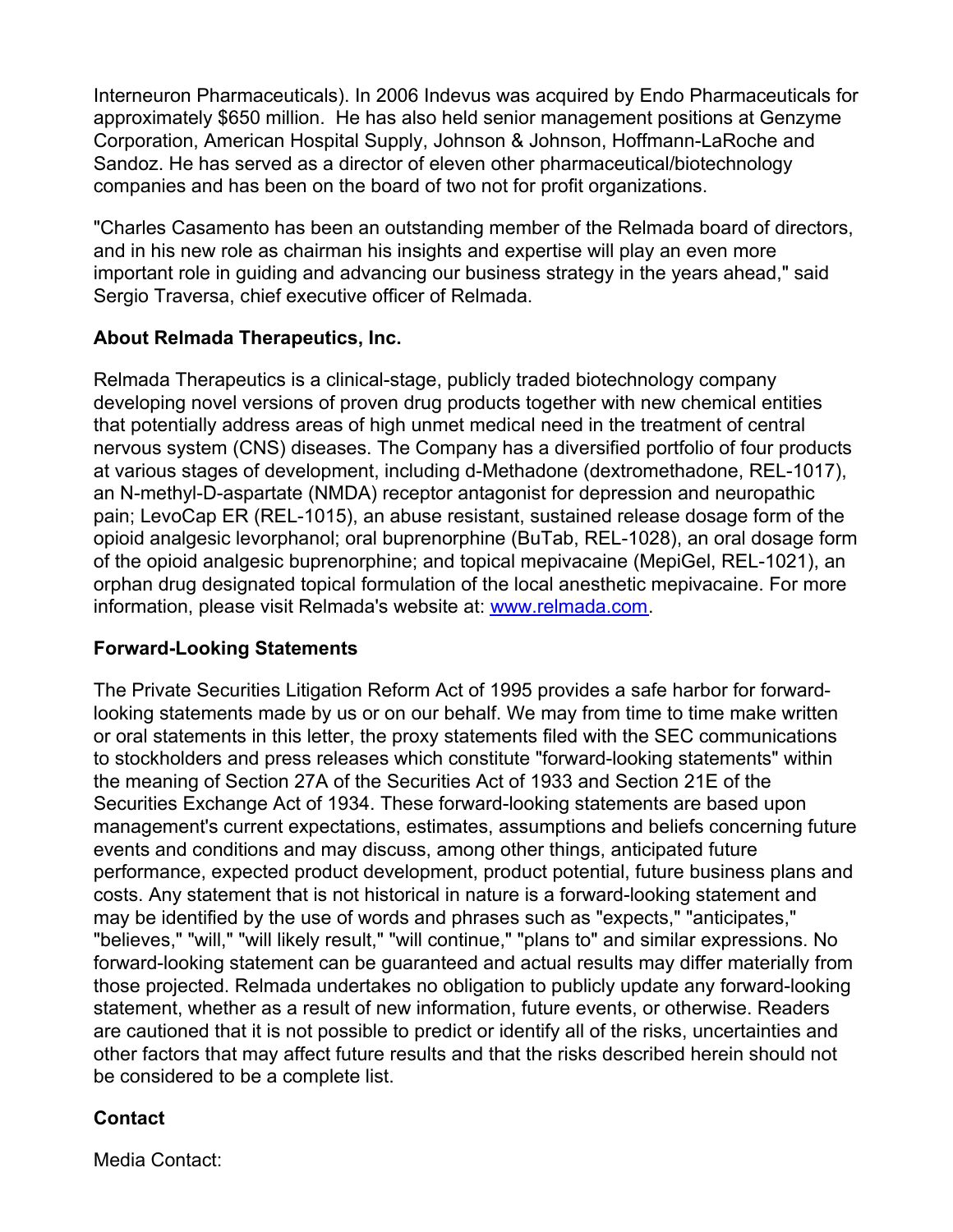Interneuron Pharmaceuticals). In 2006 Indevus was acquired by Endo Pharmaceuticals for approximately $650 million. He has also held senior management positions at Genzyme Corporation, American Hospital Supply, Johnson & Johnson, Hoffmann-LaRoche and Sandoz. He has served as a director of eleven other pharmaceutical/biotechnology companies and has been on the board of two not for profit organizations.

"Charles Casamento has been an outstanding member of the Relmada board of directors, and in his new role as chairman his insights and expertise will play an even more important role in guiding and advancing our business strategy in the years ahead," said Sergio Traversa, chief executive officer of Relmada.

**About Relmada Therapeutics, Inc.**

Relmada Therapeutics is a clinical-stage, publicly traded biotechnology company developing novel versions of proven drug products together with new chemical entities that potentially address areas of high unmet medical need in the treatment of central nervous system (CNS) diseases. The Company has a diversified portfolio of four products at various stages of development, including d-Methadone (dextromethadone, REL-1017), an N-methyl-D-aspartate (NMDA) receptor antagonist for depression and neuropathic pain; LevoCap ER (REL-1015), an abuse resistant, sustained release dosage form of the opioid analgesic levorphanol; oral buprenorphine (BuTab, REL-1028), an oral dosage form of the opioid analgesic buprenorphine; and topical mepivacaine (MepiGel, REL-1021), an orphan drug designated topical formulation of the local anesthetic mepivacaine. For more information, please visit Relmada's website at: [www.relmada.com](http://www.relmada.com).

**Forward-Looking Statements**

The Private Securities Litigation Reform Act of 1995 provides a safe harbor for forward-looking statements made by us or on our behalf. We may from time to time make written or oral statements in this letter, the proxy statements filed with the SEC communications to stockholders and press releases which constitute "forward-looking statements" within the meaning of Section 27A of the Securities Act of 1933 and Section 21E of the Securities Exchange Act of 1934. These forward-looking statements are based upon management's current expectations, estimates, assumptions and beliefs concerning future events and conditions and may discuss, among other things, anticipated future performance, expected product development, product potential, future business plans and costs. Any statement that is not historical in nature is a forward-looking statement and may be identified by the use of words and phrases such as "expects," "anticipates," "believes," "will," "will likely result," "will continue," "plans to" and similar expressions. No forward-looking statement can be guaranteed and actual results may differ materially from those projected. Relmada undertakes no obligation to publicly update any forward-looking statement, whether as a result of new information, future events, or otherwise. Readers are cautioned that it is not possible to predict or identify all of the risks, uncertainties and other factors that may affect future results and that the risks described herein should not be considered to be a complete list.

**Contact**

Media Contact: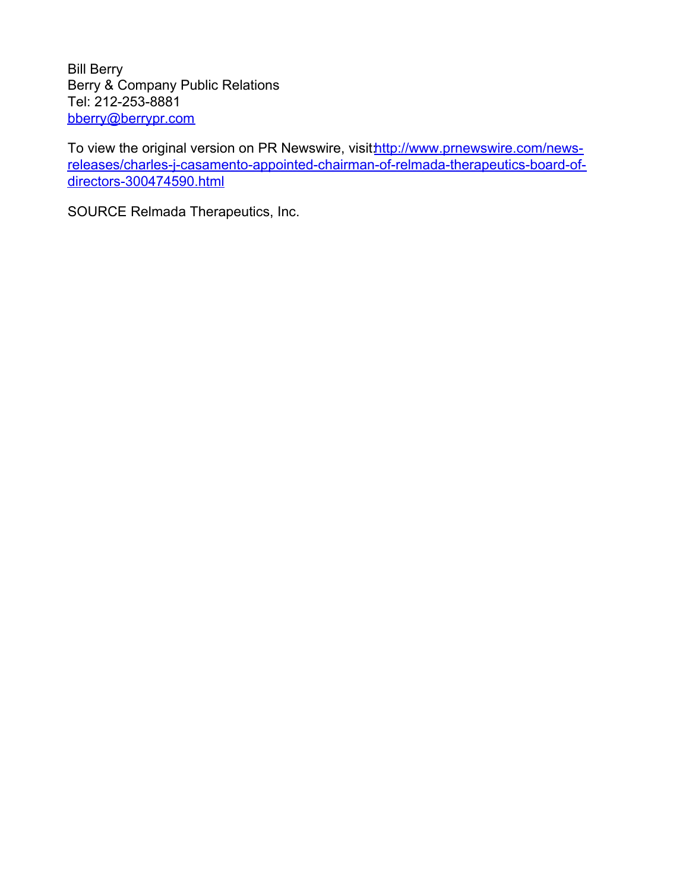Bill Berry
Berry & Company Public Relations
Tel: 212-253-8881
bberry@berrypr.com

To view the original version on PR Newswire, visit: http://www.prnewswire.com/news-releases/charles-j-casamento-appointed-chairman-of-relmada-therapeutics-board-of-directors-300474590.html

SOURCE Relmada Therapeutics, Inc.